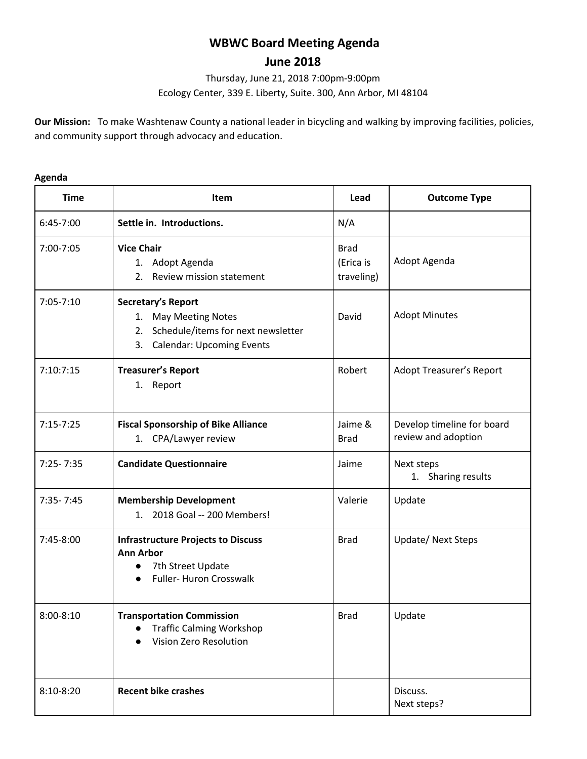# WBWC Board Meeting Agenda

## June 2018

Thursday, June 21, 2018 7:00pm-9:00pm

Ecology Center, 339 E. Liberty, Suite. 300, Ann Arbor, MI 48104

**Our Mission:** To make Washtenaw County a national leader in bicycling and walking by improving facilities, policies, and community support through advocacy and education.

**Agenda**

| Time | Item | Lead | Outcome Type |
|---|---|---|---|
| 6:45-7:00 | **Settle in. Introductions.** | N/A | |
| 7:00-7:05 | **Vice Chair**<br>1. Adopt Agenda<br>2. Review mission statement | Brad (Erica is traveling) | Adopt Agenda |
| 7:05-7:10 | **Secretary's Report**<br>1. May Meeting Notes<br>2. Schedule/items for next newsletter<br>3. Calendar: Upcoming Events | David | Adopt Minutes |
| 7:10:7:15 | **Treasurer's Report**<br>1. Report | Robert | Adopt Treasurer's Report |
| 7:15-7:25 | **Fiscal Sponsorship of Bike Alliance**<br>1. CPA/Lawyer review | Jaime & Brad | Develop timeline for board review and adoption |
| 7:25- 7:35 | **Candidate Questionnaire** | Jaime | Next steps<br>1. Sharing results |
| 7:35- 7:45 | **Membership Development**<br>1. 2018 Goal -- 200 Members! | Valerie | Update |
| 7:45-8:00 | **Infrastructure Projects to Discuss**<br>**Ann Arbor**<br>● 7th Street Update<br>● Fuller- Huron Crosswalk | Brad | Update/ Next Steps |
| 8:00-8:10 | **Transportation Commission**<br>● Traffic Calming Workshop<br>● Vision Zero Resolution | Brad | Update |
| 8:10-8:20 | **Recent bike crashes** | | Discuss.<br>Next steps? |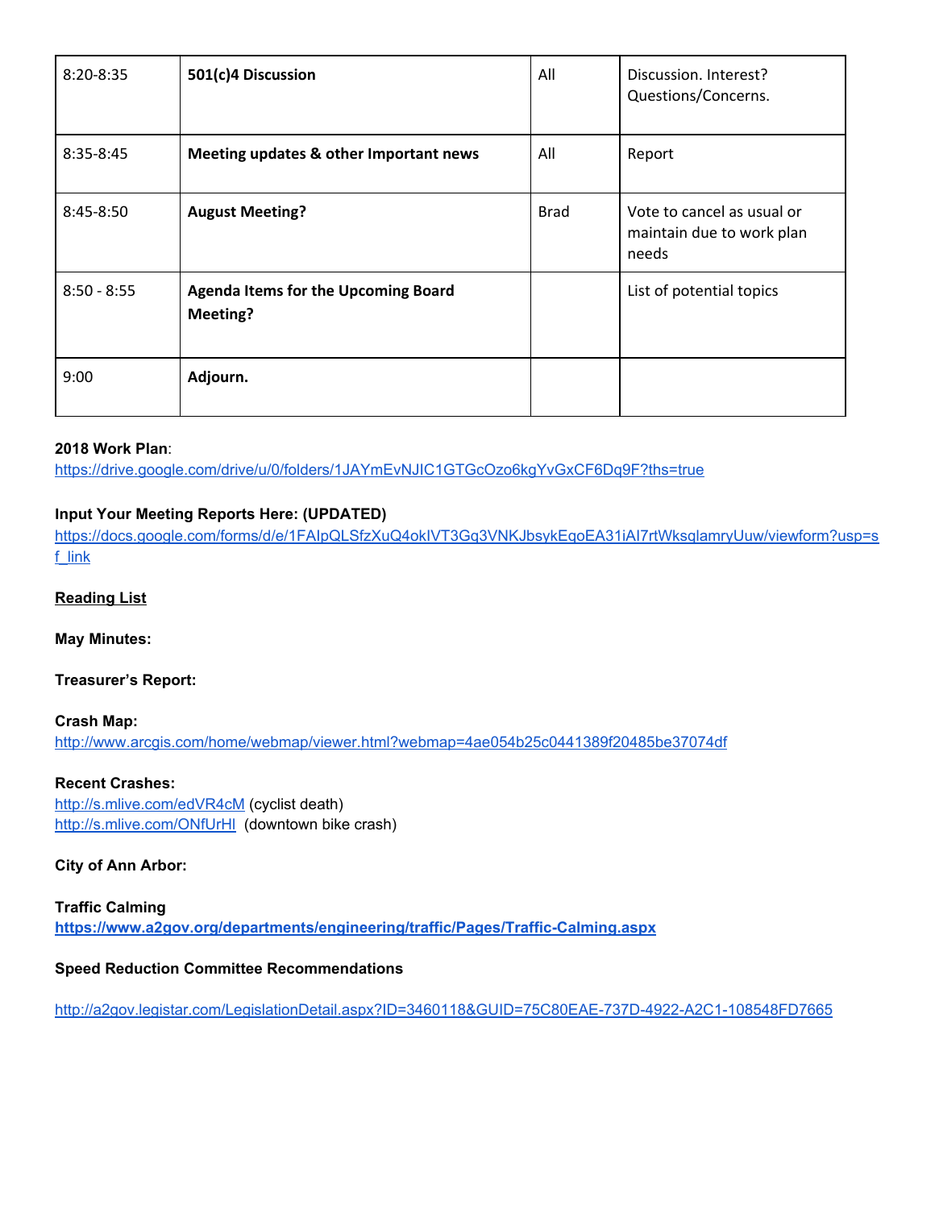| | | | |
|---|---|---|---|
| 8:20-8:35 | **501(c)4 Discussion** | All | Discussion. Interest? Questions/Concerns. |
| 8:35-8:45 | **Meeting updates & other Important news** | All | Report |
| 8:45-8:50 | **August Meeting?** | Brad | Vote to cancel as usual or maintain due to work plan needs |
| 8:50 - 8:55 | **Agenda Items for the Upcoming Board Meeting?** | | List of potential topics |
| 9:00 | **Adjourn.** | | |

**2018 Work Plan**:
https://drive.google.com/drive/u/0/folders/1JAYmEvNJIC1GTGcOzo6kgYvGxCF6Dq9F?ths=true

**Input Your Meeting Reports Here: (UPDATED)**
https://docs.google.com/forms/d/e/1FAIpQLSfzXuQ4okIVT3Gq3VNKJbsykEqoEA31iAI7rtWksqlamryUuw/viewform?usp=sf_link

**Reading List**

**May Minutes:**

**Treasurer's Report:**

**Crash Map:**
http://www.arcgis.com/home/webmap/viewer.html?webmap=4ae054b25c0441389f20485be37074df

**Recent Crashes:**
http://s.mlive.com/edVR4cM (cyclist death)
http://s.mlive.com/ONfUrHl (downtown bike crash)

**City of Ann Arbor:**

**Traffic Calming**
**https://www.a2gov.org/departments/engineering/traffic/Pages/Traffic-Calming.aspx**

**Speed Reduction Committee Recommendations**

http://a2gov.legistar.com/LegislationDetail.aspx?ID=3460118&GUID=75C80EAE-737D-4922-A2C1-108548FD7665